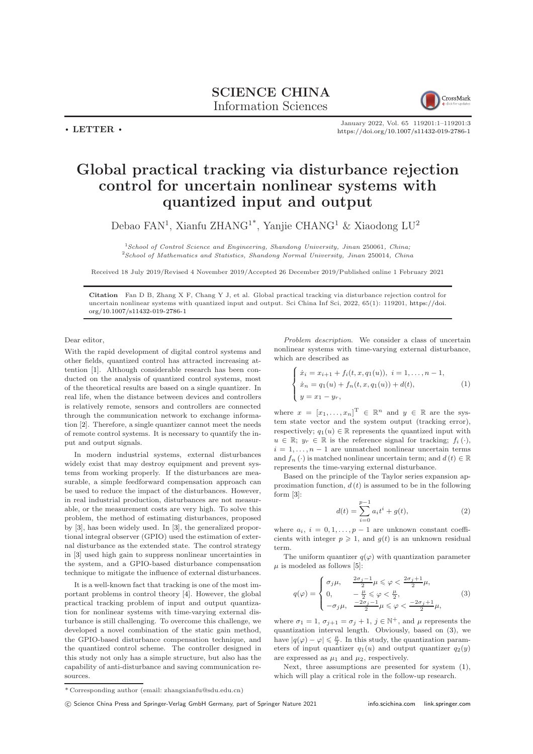SCIENCE CHINA
Information Sciences

• LETTER •

# Global practical tracking via disturbance rejection control for uncertain nonlinear systems with quantized input and output

Debao FAN[1], Xianfu ZHANG[1*], Yanjie CHANG[1] & Xiaodong LU[2]

[1]*School of Control Science and Engineering, Shandong University, Jinan 250061, China;*
[2]*School of Mathematics and Statistics, Shandong Normal University, Jinan 250014, China*

Received 18 July 2019/Revised 4 November 2019/Accepted 26 December 2019/Published online 1 February 2021

**Citation** Fan D B, Zhang X F, Chang Y J, et al. Global practical tracking via disturbance rejection control for uncertain nonlinear systems with quantized input and output. Sci China Inf Sci, 2022, 65(1): 119201, https://doi.org/10.1007/s11432-019-2786-1

Dear editor,

With the rapid development of digital control systems and other fields, quantized control has attracted increasing attention [1]. Although considerable research has been conducted on the analysis of quantized control systems, most of the theoretical results are based on a single quantizer. In real life, when the distance between devices and controllers is relatively remote, sensors and controllers are connected through the communication network to exchange information [2]. Therefore, a single quantizer cannot meet the needs of remote control systems. It is necessary to quantify the input and output signals.

In modern industrial systems, external disturbances widely exist that may destroy equipment and prevent systems from working properly. If the disturbances are measurable, a simple feedforward compensation approach can be used to reduce the impact of the disturbances. However, in real industrial production, disturbances are not measurable, or the measurement costs are very high. To solve this problem, the method of estimating disturbances, proposed by [3], has been widely used. In [3], the generalized proportional integral observer (GPIO) used the estimation of external disturbance as the extended state. The control strategy in [3] used high gain to suppress nonlinear uncertainties in the system, and a GPIO-based disturbance compensation technique to mitigate the influence of external disturbances.

It is a well-known fact that tracking is one of the most important problems in control theory [4]. However, the global practical tracking problem of input and output quantization for nonlinear systems with time-varying external disturbance is still challenging. To overcome this challenge, we developed a novel combination of the static gain method, the GPIO-based disturbance compensation technique, and the quantized control scheme. The controller designed in this study not only has a simple structure, but also has the capability of anti-disturbance and saving communication resources.

*Problem description.* We consider a class of uncertain nonlinear systems with time-varying external disturbance, which are described as

$$\begin{cases} \dot{x}_i = x_{i+1} + f_i(t, x, q_1(u)),\ i = 1, \ldots, n-1, \\ \dot{x}_n = q_1(u) + f_n(t, x, q_1(u)) + d(t), \\ y = x_1 - y_r, \end{cases} \tag{1}$$

where $x = [x_1, \ldots, x_n]^{\mathrm{T}} \in \mathbb{R}^n$ and $y \in \mathbb{R}$ are the system state vector and the system output (tracking error), respectively; $q_1(u) \in \mathbb{R}$ represents the quantized input with $u \in \mathbb{R}$; $y_r \in \mathbb{R}$ is the reference signal for tracking; $f_i(\cdot)$, $i = 1, \ldots, n-1$ are unmatched nonlinear uncertain terms and $f_n(\cdot)$ is matched nonlinear uncertain term; and $d(t) \in \mathbb{R}$ represents the time-varying external disturbance.

Based on the principle of the Taylor series expansion approximation function, $d(t)$ is assumed to be in the following form [3]:

$$d(t) = \sum_{i=0}^{p-1} a_i t^i + g(t), \tag{2}$$

where $a_i$, $i = 0, 1, \ldots, p-1$ are unknown constant coefficients with integer $p \geqslant 1$, and $g(t)$ is an unknown residual term.

The uniform quantizer $q(\varphi)$ with quantization parameter $\mu$ is modeled as follows [5]:

$$q(\varphi) = \begin{cases} \sigma_j \mu, & \frac{2\sigma_j - 1}{2}\mu \leqslant \varphi < \frac{2\sigma_j + 1}{2}\mu, \\ 0, & -\frac{\mu}{2} \leqslant \varphi < \frac{\mu}{2}, \\ -\sigma_j \mu, & \frac{-2\sigma_j - 1}{2}\mu \leqslant \varphi < \frac{-2\sigma_j + 1}{2}\mu, \end{cases} \tag{3}$$

where $\sigma_1 = 1$, $\sigma_{j+1} = \sigma_j + 1$, $j \in \mathbb{N}^+$, and $\mu$ represents the quantization interval length. Obviously, based on (3), we have $|q(\varphi) - \varphi| \leqslant \frac{\mu}{2}$. In this study, the quantization parameters of input quantizer $q_1(u)$ and output quantizer $q_2(y)$ are expressed as $\mu_1$ and $\mu_2$, respectively.

Next, three assumptions are presented for system (1), which will play a critical role in the follow-up research.

\* Corresponding author (email: zhangxianfu@sdu.edu.cn)

© Science China Press and Springer-Verlag GmbH Germany, part of Springer Nature 2021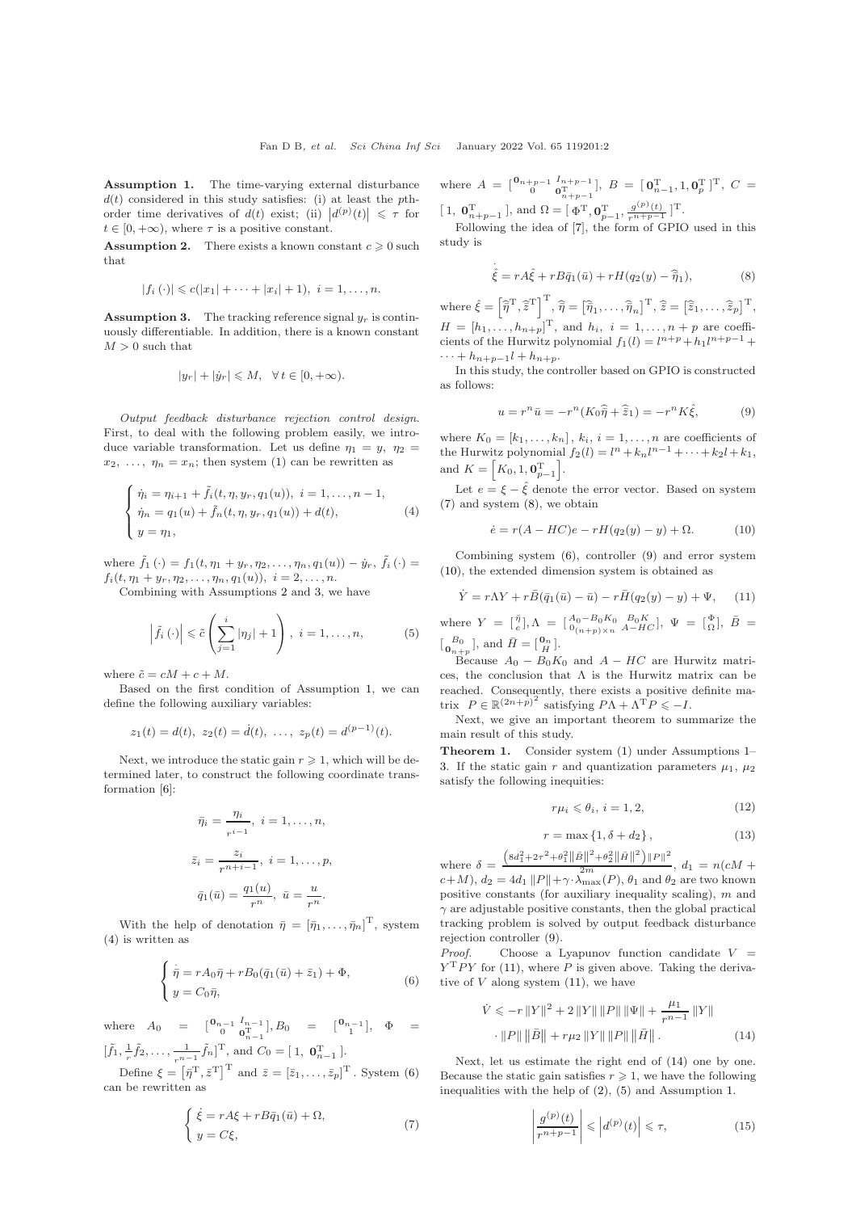**Assumption 1.** The time-varying external disturbance $d(t)$ considered in this study satisfies: (i) at least the $p$th-order time derivatives of $d(t)$ exist; (ii) $\left|d^{(p)}(t)\right| \leqslant \tau$ for $t \in [0, +\infty)$, where $\tau$ is a positive constant.

**Assumption 2.** There exists a known constant $c \geqslant 0$ such that

$$|f_i(\cdot)| \leqslant c(|x_1| + \cdots + |x_i| + 1), \ i = 1, \ldots, n.$$

**Assumption 3.** The tracking reference signal $y_r$ is continuously differentiable. In addition, there is a known constant $M > 0$ such that

$$|y_r| + |\dot{y}_r| \leqslant M, \quad \forall \, t \in [0, +\infty).$$

*Output feedback disturbance rejection control design.* First, to deal with the following problem easily, we introduce variable transformation. Let us define $\eta_1 = y, \ \eta_2 = x_2, \ \ldots, \ \eta_n = x_n$; then system (1) can be rewritten as

$$\begin{cases} \dot{\eta}_i = \eta_{i+1} + \tilde{f}_i(t, \eta, y_r, q_1(u)), \ i = 1, \ldots, n-1, \\ \dot{\eta}_n = q_1(u) + \tilde{f}_n(t, \eta, y_r, q_1(u)) + d(t), \\ y = \eta_1, \end{cases} \tag{4}$$

where $\tilde{f}_1(\cdot) = f_1(t, \eta_1 + y_r, \eta_2, \ldots, \eta_n, q_1(u)) - \dot{y}_r$, $\tilde{f}_i(\cdot) = f_i(t, \eta_1 + y_r, \eta_2, \ldots, \eta_n, q_1(u))$, $i = 2, \ldots, n$.

Combining with Assumptions 2 and 3, we have

$$\left|\tilde{f}_i(\cdot)\right| \leqslant \tilde{c}\left(\sum_{j=1}^{i} |\eta_j| + 1\right), \ i = 1, \ldots, n, \tag{5}$$

where $\tilde{c} = cM + c + M$.

Based on the first condition of Assumption 1, we can define the following auxiliary variables:

$$z_1(t) = d(t), \ z_2(t) = \dot{d}(t), \ \ldots, \ z_p(t) = d^{(p-1)}(t).$$

Next, we introduce the static gain $r \geqslant 1$, which will be determined later, to construct the following coordinate transformation [6]:

$$\bar{\eta}_i = \frac{\eta_i}{r^{i-1}}, \ i = 1, \ldots, n,$$

$$\bar{z}_i = \frac{z_i}{r^{n+i-1}}, \ i = 1, \ldots, p,$$

$$\bar{q}_1(\bar{u}) = \frac{q_1(u)}{r^n}, \ \bar{u} = \frac{u}{r^n}.$$

With the help of denotation $\bar{\eta} = [\bar{\eta}_1, \ldots, \bar{\eta}_n]^{\mathrm{T}}$, system (4) is written as

$$\begin{cases} \dot{\bar{\eta}} = rA_0\bar{\eta} + rB_0(\bar{q}_1(\bar{u}) + \bar{z}_1) + \Phi, \\ y = C_0\bar{\eta}, \end{cases} \tag{6}$$

where $A_0 = \begin{bmatrix} \mathbf{0}_{n-1} & I_{n-1} \\ 0 & \mathbf{0}_{n-1}^{\mathrm{T}} \end{bmatrix}$, $B_0 = \begin{bmatrix} \mathbf{0}_{n-1} \\ 1 \end{bmatrix}$, $\Phi = [\tilde{f}_1, \frac{1}{r}\tilde{f}_2, \ldots, \frac{1}{r^{n-1}}\tilde{f}_n]^{\mathrm{T}}$, and $C_0 = [\,1, \ \mathbf{0}_{n-1}^{\mathrm{T}}\,]$.

Define $\xi = \left[\bar{\eta}^{\mathrm{T}}, \bar{z}^{\mathrm{T}}\right]^{\mathrm{T}}$ and $\bar{z} = [\bar{z}_1, \ldots, \bar{z}_p]^{\mathrm{T}}$. System (6) can be rewritten as

$$\begin{cases} \dot{\xi} = rA\xi + rB\bar{q}_1(\bar{u}) + \Omega, \\ y = C\xi, \end{cases} \tag{7}$$

where $A = \begin{bmatrix} \mathbf{0}_{n+p-1} & I_{n+p-1} \\ 0 & \mathbf{0}_{n+p-1}^{\mathrm{T}} \end{bmatrix}$, $B = [\,\mathbf{0}_{n-1}^{\mathrm{T}}, 1, \mathbf{0}_p^{\mathrm{T}}\,]^{\mathrm{T}}$, $C = [\,1, \ \mathbf{0}_{n+p-1}^{\mathrm{T}}\,]$, and $\Omega = [\,\Phi^{\mathrm{T}}, \mathbf{0}_{p-1}^{\mathrm{T}}, \frac{g^{(p)}(t)}{r^{n+p-1}}\,]^{\mathrm{T}}$.

Following the idea of [7], the form of GPIO used in this study is

$$\dot{\hat{\xi}} = rA\hat{\xi} + rB\bar{q}_1(\bar{u}) + rH(q_2(y) - \widehat{\bar{\eta}}_1), \tag{8}$$

where $\hat{\xi} = \left[\widehat{\bar{\eta}}^{\mathrm{T}}, \widehat{\bar{z}}^{\mathrm{T}}\right]^{\mathrm{T}}$, $\widehat{\bar{\eta}} = \left[\widehat{\bar{\eta}}_1, \ldots, \widehat{\bar{\eta}}_n\right]^{\mathrm{T}}$, $\widehat{\bar{z}} = \left[\widehat{\bar{z}}_1, \ldots, \widehat{\bar{z}}_p\right]^{\mathrm{T}}$, $H = [h_1, \ldots, h_{n+p}]^{\mathrm{T}}$, and $h_i$, $i = 1, \ldots, n+p$ are coefficients of the Hurwitz polynomial $f_1(l) = l^{n+p} + h_1 l^{n+p-1} + \cdots + h_{n+p-1}l + h_{n+p}$.

In this study, the controller based on GPIO is constructed as follows:

$$u = r^n\bar{u} = -r^n(K_0\widehat{\bar{\eta}} + \widehat{\bar{z}}_1) = -r^n K\hat{\xi}, \tag{9}$$

where $K_0 = [k_1, \ldots, k_n]$, $k_i$, $i = 1, \ldots, n$ are coefficients of the Hurwitz polynomial $f_2(l) = l^n + k_n l^{n-1} + \cdots + k_2 l + k_1$, and $K = \left[K_0, 1, \mathbf{0}_{p-1}^{\mathrm{T}}\right]$.

Let $e = \xi - \hat{\xi}$ denote the error vector. Based on system (7) and system (8), we obtain

$$\dot{e} = r(A - HC)e - rH(q_2(y) - y) + \Omega. \tag{10}$$

Combining system (6), controller (9) and error system (10), the extended dimension system is obtained as

$$\dot{Y} = r\Lambda Y + r\bar{B}(\bar{q}_1(\bar{u}) - \bar{u}) - r\bar{H}(q_2(y) - y) + \Psi, \tag{11}$$

where $Y = \begin{bmatrix} \bar{\eta} \\ e \end{bmatrix}$, $\Lambda = \begin{bmatrix} A_0 - B_0K_0 & B_0K \\ 0_{(n+p)\times n} & A - HC \end{bmatrix}$, $\Psi = \begin{bmatrix} \Phi \\ \Omega \end{bmatrix}$, $\bar{B} = \begin{bmatrix} B_0 \\ \mathbf{0}_{n+p} \end{bmatrix}$, and $\bar{H} = \begin{bmatrix} \mathbf{0}_n \\ H \end{bmatrix}$.

Because $A_0 - B_0K_0$ and $A - HC$ are Hurwitz matrices, the conclusion that $\Lambda$ is the Hurwitz matrix can be reached. Consequently, there exists a positive definite matrix $P \in \mathbb{R}^{(2n+p)^2}$ satisfying $P\Lambda + \Lambda^{\mathrm{T}}P \leqslant -I$.

Next, we give an important theorem to summarize the main result of this study.

**Theorem 1.** Consider system (1) under Assumptions 1–3. If the static gain $r$ and quantization parameters $\mu_1$, $\mu_2$ satisfy the following inequities:

$$r\mu_i \leqslant \theta_i, \ i = 1, 2, \tag{12}$$

$$r = \max\left\{1, \delta + d_2\right\}, \tag{13}$$

where $\delta = \frac{\left(8d_1^2 + 2\tau^2 + \theta_1^2\|\bar{B}\|^2 + \theta_2^2\|\bar{H}\|^2\right)\|P\|^2}{2m}$, $d_1 = n(cM + c + M)$, $d_2 = 4d_1\|P\| + \gamma \cdot \lambda_{\max}(P)$, $\theta_1$ and $\theta_2$ are two known positive constants (for auxiliary inequality scaling), $m$ and $\gamma$ are adjustable positive constants, then the global practical tracking problem is solved by output feedback disturbance rejection controller (9).

*Proof.* Choose a Lyapunov function candidate $V = Y^{\mathrm{T}}PY$ for (11), where $P$ is given above. Taking the derivative of $V$ along system (11), we have

$$\begin{aligned} \dot{V} \leqslant {} & -r\|Y\|^2 + 2\|Y\|\|P\|\|\Psi\| + \frac{\mu_1}{r^{n-1}}\|Y\| \\ & \cdot \|P\|\left\|\bar{B}\right\| + r\mu_2\|Y\|\|P\|\left\|\bar{H}\right\|. \end{aligned} \tag{14}$$

Next, let us estimate the right end of (14) one by one. Because the static gain satisfies $r \geqslant 1$, we have the following inequalities with the help of (2), (5) and Assumption 1.

$$\left|\frac{g^{(p)}(t)}{r^{n+p-1}}\right| \leqslant \left|d^{(p)}(t)\right| \leqslant \tau, \tag{15}$$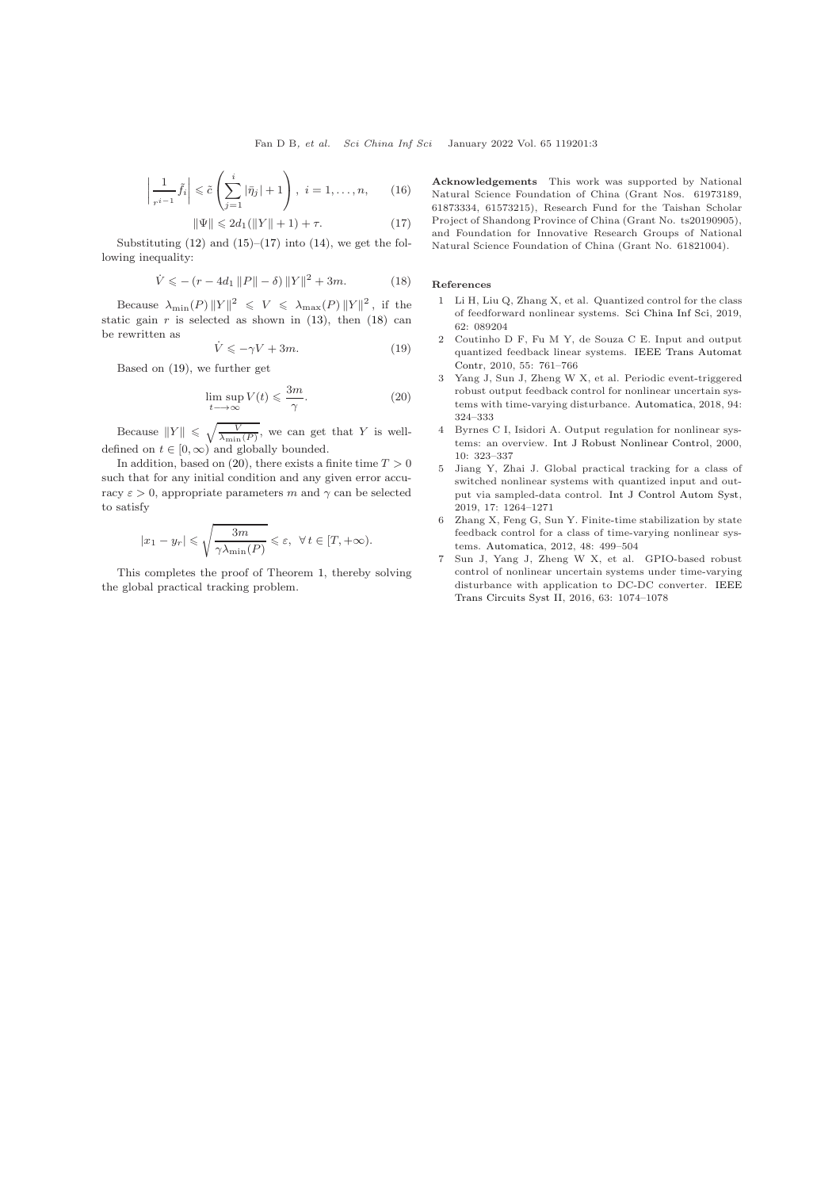$$\left| \frac{1}{r^{i-1}} \tilde{f}_i \right| \leqslant \tilde{c} \left( \sum_{j=1}^{i} |\bar{\eta}_j| + 1 \right), \ i = 1, \ldots, n, \tag{16}$$

$$\|\Psi\| \leqslant 2d_1(\|Y\| + 1) + \tau. \tag{17}$$

Substituting (12) and (15)–(17) into (14), we get the following inequality:

$$\dot{V} \leqslant -(r - 4d_1 \|P\| - \delta) \|Y\|^2 + 3m. \tag{18}$$

Because $\lambda_{\min}(P) \|Y\|^2 \leqslant V \leqslant \lambda_{\max}(P) \|Y\|^2$, if the static gain $r$ is selected as shown in (13), then (18) can be rewritten as

$$\dot{V} \leqslant -\gamma V + 3m. \tag{19}$$

Based on (19), we further get

$$\limsup_{t \longrightarrow \infty} V(t) \leqslant \frac{3m}{\gamma}. \tag{20}$$

Because $\|Y\| \leqslant \sqrt{\frac{V}{\lambda_{\min}(P)}}$, we can get that $Y$ is well-defined on $t \in [0, \infty)$ and globally bounded.

In addition, based on (20), there exists a finite time $T > 0$ such that for any initial condition and any given error accuracy $\varepsilon > 0$, appropriate parameters $m$ and $\gamma$ can be selected to satisfy

$$|x_1 - y_r| \leqslant \sqrt{\frac{3m}{\gamma \lambda_{\min}(P)}} \leqslant \varepsilon, \ \forall\, t \in [T, +\infty).$$

This completes the proof of Theorem 1, thereby solving the global practical tracking problem.

**Acknowledgements** This work was supported by National Natural Science Foundation of China (Grant Nos. 61973189, 61873334, 61573215), Research Fund for the Taishan Scholar Project of Shandong Province of China (Grant No. ts20190905), and Foundation for Innovative Research Groups of National Natural Science Foundation of China (Grant No. 61821004).

### References

1. Li H, Liu Q, Zhang X, et al. Quantized control for the class of feedforward nonlinear systems. Sci China Inf Sci, 2019, 62: 089204
2. Coutinho D F, Fu M Y, de Souza C E. Input and output quantized feedback linear systems. IEEE Trans Automat Contr, 2010, 55: 761–766
3. Yang J, Sun J, Zheng W X, et al. Periodic event-triggered robust output feedback control for nonlinear uncertain systems with time-varying disturbance. Automatica, 2018, 94: 324–333
4. Byrnes C I, Isidori A. Output regulation for nonlinear systems: an overview. Int J Robust Nonlinear Control, 2000, 10: 323–337
5. Jiang Y, Zhai J. Global practical tracking for a class of switched nonlinear systems with quantized input and output via sampled-data control. Int J Control Autom Syst, 2019, 17: 1264–1271
6. Zhang X, Feng G, Sun Y. Finite-time stabilization by state feedback control for a class of time-varying nonlinear systems. Automatica, 2012, 48: 499–504
7. Sun J, Yang J, Zheng W X, et al. GPIO-based robust control of nonlinear uncertain systems under time-varying disturbance with application to DC-DC converter. IEEE Trans Circuits Syst II, 2016, 63: 1074–1078